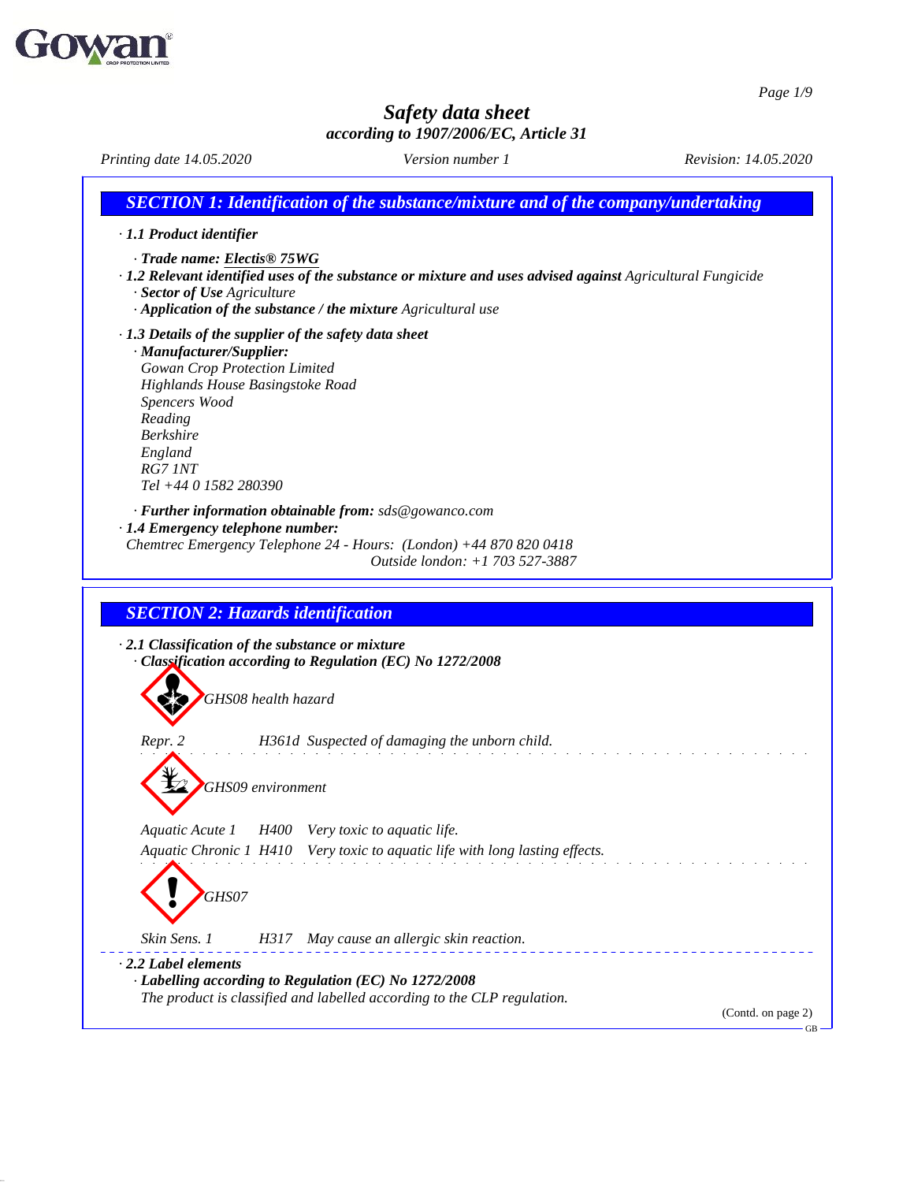# Safety data sheet

*according to 1907/2006/EC, Article 31*

*Printing date 14.05.2020* *Version number 1* *Revision: 14.05.2020*

## SECTION 1: Identification of the substance/mixture and of the company/undertaking

· **1.1 Product identifier**

· **Trade name: Electis® 75WG**

· **1.2 Relevant identified uses of the substance or mixture and uses advised against** Agricultural Fungicide

· **Sector of Use** Agriculture

· **Application of the substance / the mixture** Agricultural use

· **1.3 Details of the supplier of the safety data sheet**

· **Manufacturer/Supplier:**

Gowan Crop Protection Limited
Highlands House Basingstoke Road
Spencers Wood
Reading
Berkshire
England
RG7 1NT
Tel +44 0 1582 280390

· **Further information obtainable from:** sds@gowanco.com

· **1.4 Emergency telephone number:**

Chemtrec Emergency Telephone 24 - Hours: (London) +44 870 820 0418
Outside london: +1 703 527-3887

## SECTION 2: Hazards identification

· **2.1 Classification of the substance or mixture**

· **Classification according to Regulation (EC) No 1272/2008**

GHS08 health hazard

Repr. 2 H361d Suspected of damaging the unborn child.

GHS09 environment

Aquatic Acute 1 H400 Very toxic to aquatic life.

Aquatic Chronic 1 H410 Very toxic to aquatic life with long lasting effects.

GHS07

Skin Sens. 1 H317 May cause an allergic skin reaction.

· **2.2 Label elements**

· **Labelling according to Regulation (EC) No 1272/2008**

The product is classified and labelled according to the CLP regulation.

(Contd. on page 2)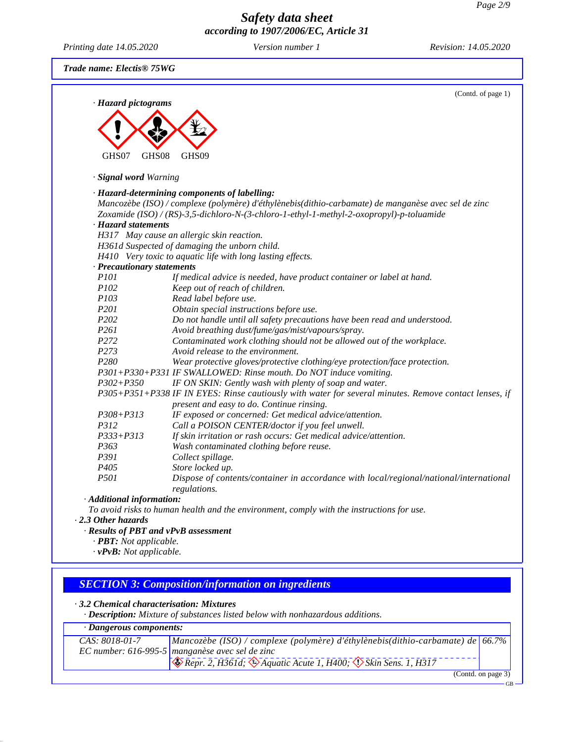Trade name: Electis® 75WG

(Contd. of page 1)

· **Hazard pictograms**

GHS07 GHS08 GHS09

· **Signal word** Warning

· **Hazard-determining components of labelling:**
Mancozèbe (ISO) / complexe (polymère) d'éthylènebis(dithio-carbamate) de manganèse avec sel de zinc
Zoxamide (ISO) / (RS)-3,5-dichloro-N-(3-chloro-1-ethyl-1-methyl-2-oxopropyl)-p-toluamide

· **Hazard statements**
H317 May cause an allergic skin reaction.
H361d Suspected of damaging the unborn child.
H410 Very toxic to aquatic life with long lasting effects.

· **Precautionary statements**

| | |
|---|---|
| P101 | If medical advice is needed, have product container or label at hand. |
| P102 | Keep out of reach of children. |
| P103 | Read label before use. |
| P201 | Obtain special instructions before use. |
| P202 | Do not handle until all safety precautions have been read and understood. |
| P261 | Avoid breathing dust/fume/gas/mist/vapours/spray. |
| P272 | Contaminated work clothing should not be allowed out of the workplace. |
| P273 | Avoid release to the environment. |
| P280 | Wear protective gloves/protective clothing/eye protection/face protection. |
| P301+P330+P331 | IF SWALLOWED: Rinse mouth. Do NOT induce vomiting. |
| P302+P350 | IF ON SKIN: Gently wash with plenty of soap and water. |
| P305+P351+P338 | IF IN EYES: Rinse cautiously with water for several minutes. Remove contact lenses, if present and easy to do. Continue rinsing. |
| P308+P313 | IF exposed or concerned: Get medical advice/attention. |
| P312 | Call a POISON CENTER/doctor if you feel unwell. |
| P333+P313 | If skin irritation or rash occurs: Get medical advice/attention. |
| P363 | Wash contaminated clothing before reuse. |
| P391 | Collect spillage. |
| P405 | Store locked up. |
| P501 | Dispose of contents/container in accordance with local/regional/national/international regulations. |

· **Additional information:**
To avoid risks to human health and the environment, comply with the instructions for use.

· **2.3 Other hazards**

· **Results of PBT and vPvB assessment**
· **PBT:** Not applicable.
· **vPvB:** Not applicable.

## SECTION 3: Composition/information on ingredients

· **3.2 Chemical characterisation: Mixtures**
· **Description:** Mixture of substances listed below with nonhazardous additions.

| · Dangerous components: | | |
|---|---|---|
| CAS: 8018-01-7<br>EC number: 616-995-5 | Mancozèbe (ISO) / complexe (polymère) d'éthylènebis(dithio-carbamate) de manganèse avec sel de zinc<br>Repr. 2, H361d; Aquatic Acute 1, H400; Skin Sens. 1, H317 | 66.7% |

(Contd. on page 3)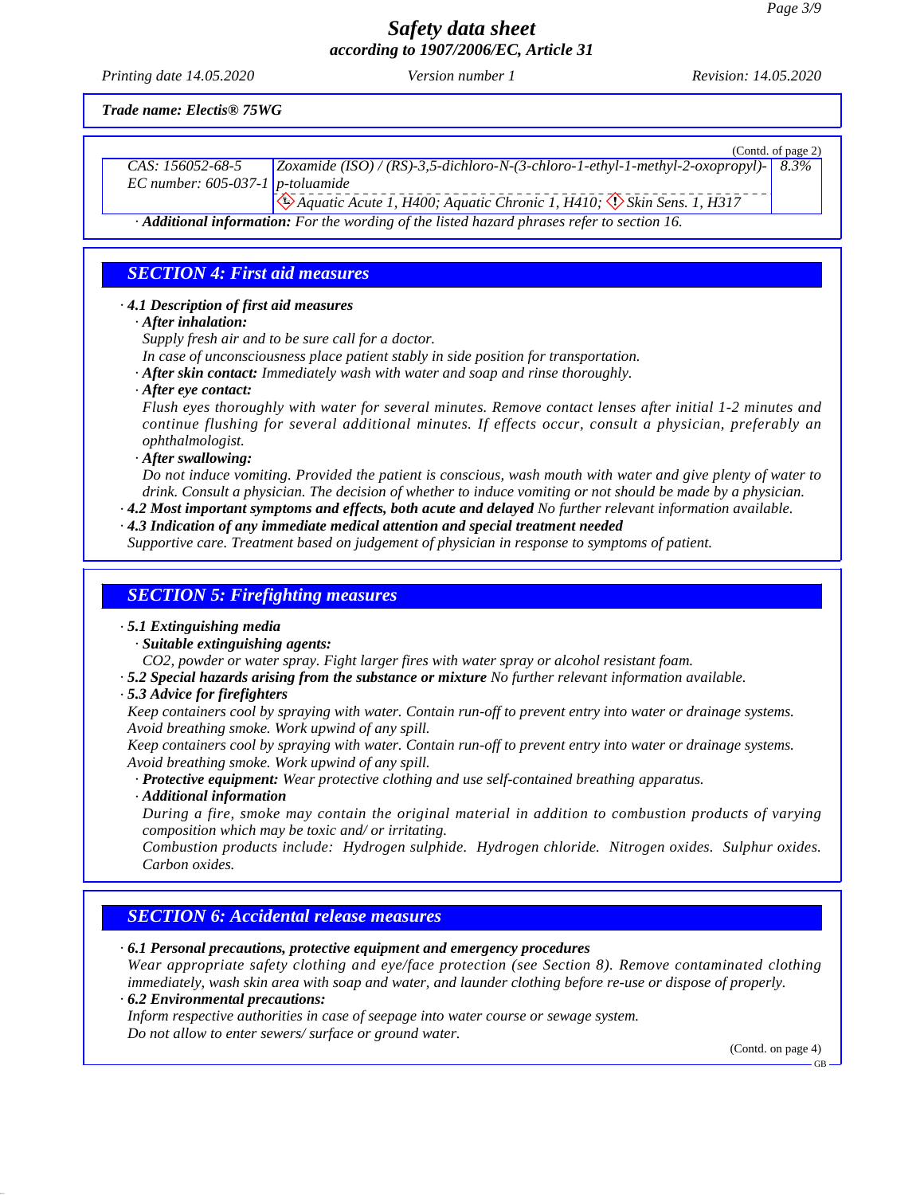**Trade name: Electis® 75WG**

(Contd. of page 2)

| | | |
|---|---|---|
| CAS: 156052-68-5<br>EC number: 605-037-1 | Zoxamide (ISO) / (RS)-3,5-dichloro-N-(3-chloro-1-ethyl-1-methyl-2-oxopropyl)-p-toluamide | 8.3% |
| | Aquatic Acute 1, H400; Aquatic Chronic 1, H410; Skin Sens. 1, H317 | |

· **Additional information:** For the wording of the listed hazard phrases refer to section 16.

## SECTION 4: First aid measures

· **4.1 Description of first aid measures**
  · **After inhalation:**
  Supply fresh air and to be sure call for a doctor.
  In case of unconsciousness place patient stably in side position for transportation.
  · **After skin contact:** Immediately wash with water and soap and rinse thoroughly.
  · **After eye contact:**
  Flush eyes thoroughly with water for several minutes. Remove contact lenses after initial 1-2 minutes and continue flushing for several additional minutes. If effects occur, consult a physician, preferably an ophthalmologist.
  · **After swallowing:**
  Do not induce vomiting. Provided the patient is conscious, wash mouth with water and give plenty of water to drink. Consult a physician. The decision of whether to induce vomiting or not should be made by a physician.
· **4.2 Most important symptoms and effects, both acute and delayed** No further relevant information available.
· **4.3 Indication of any immediate medical attention and special treatment needed**
Supportive care. Treatment based on judgement of physician in response to symptoms of patient.

## SECTION 5: Firefighting measures

· **5.1 Extinguishing media**
  · **Suitable extinguishing agents:**
  $CO_2$, powder or water spray. Fight larger fires with water spray or alcohol resistant foam.
· **5.2 Special hazards arising from the substance or mixture** No further relevant information available.
· **5.3 Advice for firefighters**
Keep containers cool by spraying with water. Contain run-off to prevent entry into water or drainage systems. Avoid breathing smoke. Work upwind of any spill.
Keep containers cool by spraying with water. Contain run-off to prevent entry into water or drainage systems. Avoid breathing smoke. Work upwind of any spill.
  · **Protective equipment:** Wear protective clothing and use self-contained breathing apparatus.
  · **Additional information**
  During a fire, smoke may contain the original material in addition to combustion products of varying composition which may be toxic and/ or irritating.
  Combustion products include: Hydrogen sulphide. Hydrogen chloride. Nitrogen oxides. Sulphur oxides. Carbon oxides.

## SECTION 6: Accidental release measures

· **6.1 Personal precautions, protective equipment and emergency procedures**
Wear appropriate safety clothing and eye/face protection (see Section 8). Remove contaminated clothing immediately, wash skin area with soap and water, and launder clothing before re-use or dispose of properly.
· **6.2 Environmental precautions:**
Inform respective authorities in case of seepage into water course or sewage system.
Do not allow to enter sewers/ surface or ground water.

(Contd. on page 4)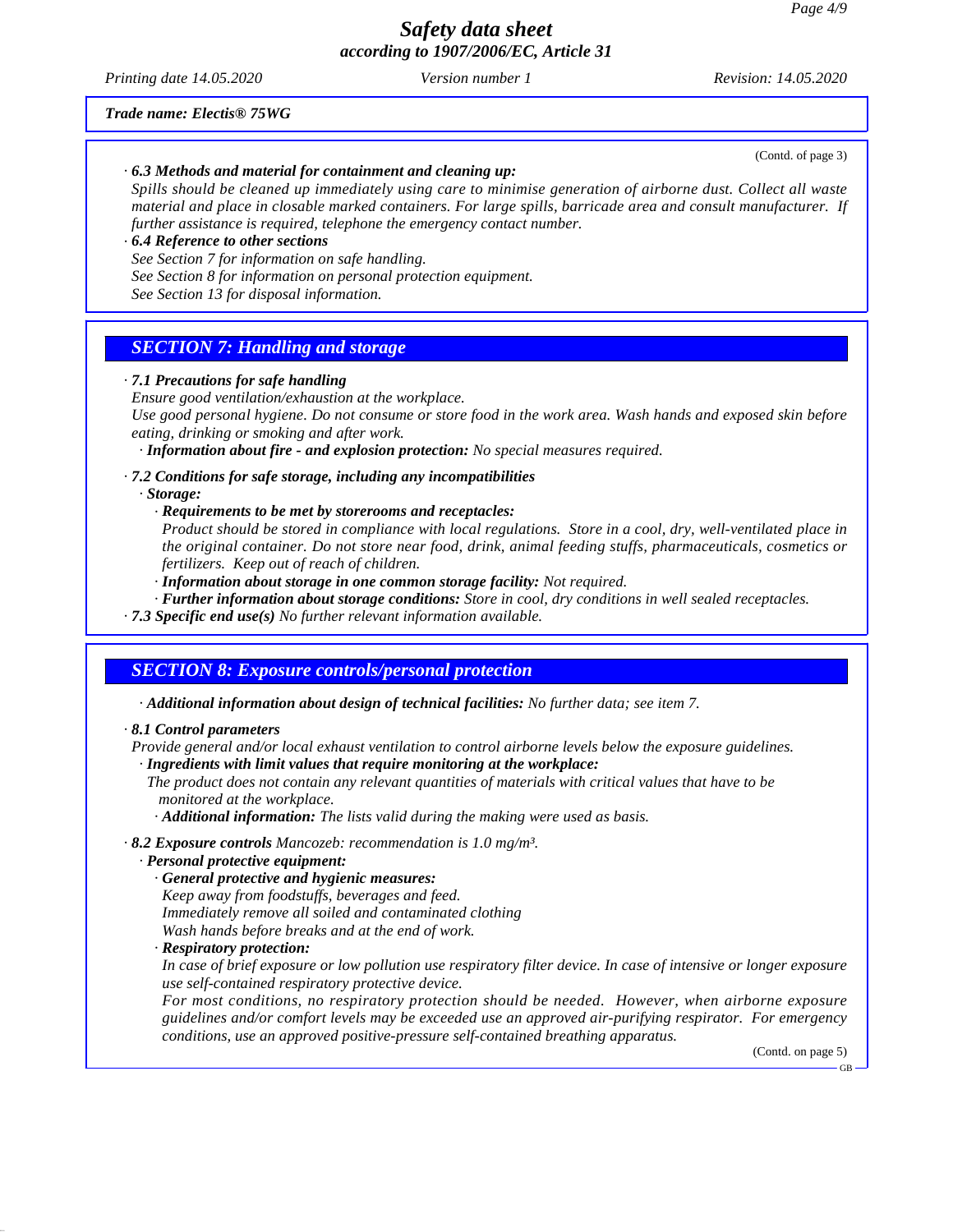*Trade name: Electis® 75WG*

(Contd. of page 3)

· **6.3 Methods and material for containment and cleaning up:**
Spills should be cleaned up immediately using care to minimise generation of airborne dust. Collect all waste material and place in closable marked containers. For large spills, barricade area and consult manufacturer. If further assistance is required, telephone the emergency contact number.

· **6.4 Reference to other sections**
See Section 7 for information on safe handling.
See Section 8 for information on personal protection equipment.
See Section 13 for disposal information.

## SECTION 7: Handling and storage

· **7.1 Precautions for safe handling**
Ensure good ventilation/exhaustion at the workplace.
Use good personal hygiene. Do not consume or store food in the work area. Wash hands and exposed skin before eating, drinking or smoking and after work.
· **Information about fire - and explosion protection:** No special measures required.

· **7.2 Conditions for safe storage, including any incompatibilities**
· **Storage:**
· **Requirements to be met by storerooms and receptacles:**
Product should be stored in compliance with local regulations. Store in a cool, dry, well-ventilated place in the original container. Do not store near food, drink, animal feeding stuffs, pharmaceuticals, cosmetics or fertilizers. Keep out of reach of children.
· **Information about storage in one common storage facility:** Not required.
· **Further information about storage conditions:** Store in cool, dry conditions in well sealed receptacles.
· **7.3 Specific end use(s)** No further relevant information available.

## SECTION 8: Exposure controls/personal protection

· **Additional information about design of technical facilities:** No further data; see item 7.

· **8.1 Control parameters**
Provide general and/or local exhaust ventilation to control airborne levels below the exposure guidelines.
· **Ingredients with limit values that require monitoring at the workplace:**
The product does not contain any relevant quantities of materials with critical values that have to be monitored at the workplace.
· **Additional information:** The lists valid during the making were used as basis.

· **8.2 Exposure controls** Mancozeb: recommendation is 1.0 mg/m³.
· **Personal protective equipment:**
· **General protective and hygienic measures:**
Keep away from foodstuffs, beverages and feed.
Immediately remove all soiled and contaminated clothing
Wash hands before breaks and at the end of work.
· **Respiratory protection:**
In case of brief exposure or low pollution use respiratory filter device. In case of intensive or longer exposure use self-contained respiratory protective device.
For most conditions, no respiratory protection should be needed. However, when airborne exposure guidelines and/or comfort levels may be exceeded use an approved air-purifying respirator. For emergency conditions, use an approved positive-pressure self-contained breathing apparatus.

(Contd. on page 5)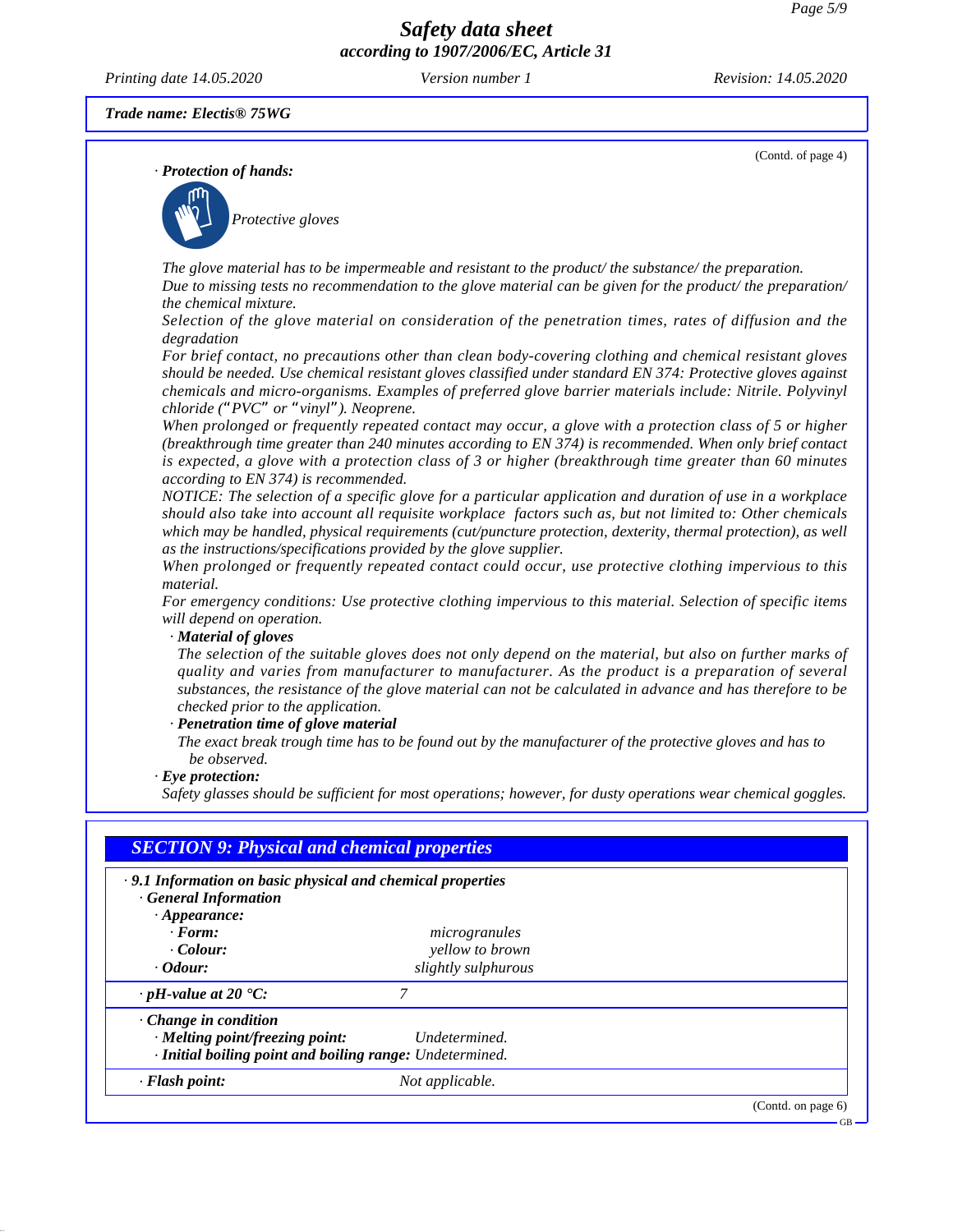Trade name: Electis® 75WG

(Contd. of page 4)

· **Protection of hands:**

Protective gloves

*The glove material has to be impermeable and resistant to the product/ the substance/ the preparation.*
*Due to missing tests no recommendation to the glove material can be given for the product/ the preparation/ the chemical mixture.*
*Selection of the glove material on consideration of the penetration times, rates of diffusion and the degradation*
*For brief contact, no precautions other than clean body-covering clothing and chemical resistant gloves should be needed. Use chemical resistant gloves classified under standard EN 374: Protective gloves against chemicals and micro-organisms. Examples of preferred glove barrier materials include: Nitrile. Polyvinyl chloride ("PVC" or "vinyl"). Neoprene.*
*When prolonged or frequently repeated contact may occur, a glove with a protection class of 5 or higher (breakthrough time greater than 240 minutes according to EN 374) is recommended. When only brief contact is expected, a glove with a protection class of 3 or higher (breakthrough time greater than 60 minutes according to EN 374) is recommended.*
*NOTICE: The selection of a specific glove for a particular application and duration of use in a workplace should also take into account all requisite workplace factors such as, but not limited to: Other chemicals which may be handled, physical requirements (cut/puncture protection, dexterity, thermal protection), as well as the instructions/specifications provided by the glove supplier.*
*When prolonged or frequently repeated contact could occur, use protective clothing impervious to this material.*
*For emergency conditions: Use protective clothing impervious to this material. Selection of specific items will depend on operation.*

· **Material of gloves**
*The selection of the suitable gloves does not only depend on the material, but also on further marks of quality and varies from manufacturer to manufacturer. As the product is a preparation of several substances, the resistance of the glove material can not be calculated in advance and has therefore to be checked prior to the application.*

· **Penetration time of glove material**
*The exact break trough time has to be found out by the manufacturer of the protective gloves and has to be observed.*

· **Eye protection:**
*Safety glasses should be sufficient for most operations; however, for dusty operations wear chemical goggles.*

## SECTION 9: Physical and chemical properties

· **9.1 Information on basic physical and chemical properties**
· **General Information**
· **Appearance:**

| | |
|---|---|
| · **Form:** | *microgranules* |
| · **Colour:** | *yellow to brown* |
| · **Odour:** | *slightly sulphurous* |
| · **pH-value at 20 °C:** | *7* |
| · **Change in condition** | |
| · **Melting point/freezing point:** | *Undetermined.* |
| · **Initial boiling point and boiling range:** | *Undetermined.* |
| · **Flash point:** | *Not applicable.* |

(Contd. on page 6)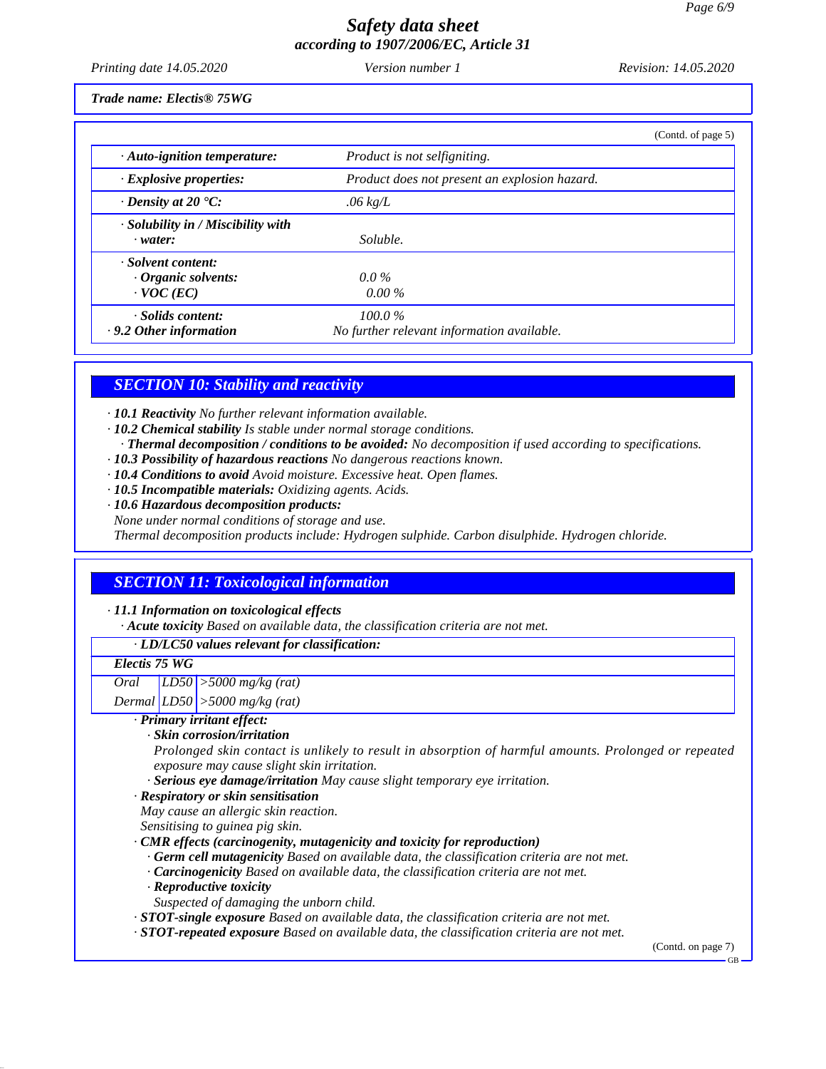*Trade name: Electis® 75WG*

(Contd. of page 5)

| | |
|---|---|
| · **Auto-ignition temperature:** | Product is not selfigniting. |
| · **Explosive properties:** | Product does not present an explosion hazard. |
| · **Density at 20 °C:** | .06 kg/L |
| · **Solubility in / Miscibility with** · **water:** | Soluble. |
| · **Solvent content:** · **Organic solvents:** · **VOC (EC)** | 0.0 % 0.00 % |
| · **Solids content:** | 100.0 % |
| · **9.2 Other information** | No further relevant information available. |

## SECTION 10: Stability and reactivity

· **10.1 Reactivity** No further relevant information available.
· **10.2 Chemical stability** Is stable under normal storage conditions.
· **Thermal decomposition / conditions to be avoided:** No decomposition if used according to specifications.
· **10.3 Possibility of hazardous reactions** No dangerous reactions known.
· **10.4 Conditions to avoid** Avoid moisture. Excessive heat. Open flames.
· **10.5 Incompatible materials:** Oxidizing agents. Acids.
· **10.6 Hazardous decomposition products:**
None under normal conditions of storage and use.
Thermal decomposition products include: Hydrogen sulphide. Carbon disulphide. Hydrogen chloride.

## SECTION 11: Toxicological information

· **11.1 Information on toxicological effects**
· **Acute toxicity** Based on available data, the classification criteria are not met.

· **LD/LC50 values relevant for classification:**

| Electis 75 WG | | |
|---|---|---|
| Oral | LD50 | >5000 mg/kg (rat) |
| Dermal | LD50 | >5000 mg/kg (rat) |

· **Primary irritant effect:**
· **Skin corrosion/irritation**
Prolonged skin contact is unlikely to result in absorption of harmful amounts. Prolonged or repeated exposure may cause slight skin irritation.
· **Serious eye damage/irritation** May cause slight temporary eye irritation.
· **Respiratory or skin sensitisation**
May cause an allergic skin reaction.
Sensitising to guinea pig skin.
· **CMR effects (carcinogenity, mutagenicity and toxicity for reproduction)**
· **Germ cell mutagenicity** Based on available data, the classification criteria are not met.
· **Carcinogenicity** Based on available data, the classification criteria are not met.
· **Reproductive toxicity**
Suspected of damaging the unborn child.
· **STOT-single exposure** Based on available data, the classification criteria are not met.
· **STOT-repeated exposure** Based on available data, the classification criteria are not met.

(Contd. on page 7)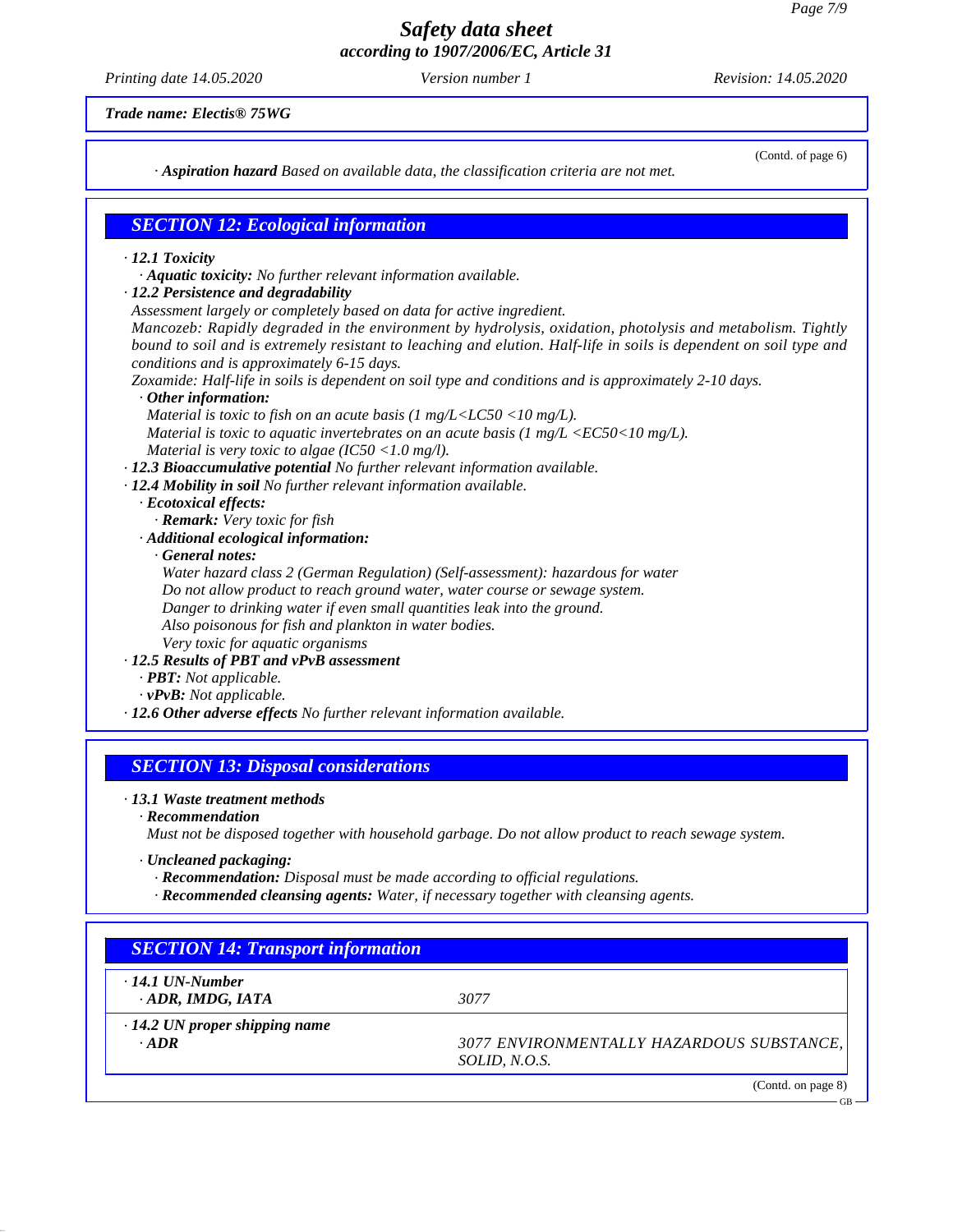*Trade name: Electis® 75WG*

(Contd. of page 6)

· **Aspiration hazard** Based on available data, the classification criteria are not met.

## SECTION 12: Ecological information

· **12.1 Toxicity**

· **Aquatic toxicity:** No further relevant information available.

· **12.2 Persistence and degradability**

Assessment largely or completely based on data for active ingredient.

Mancozeb: Rapidly degraded in the environment by hydrolysis, oxidation, photolysis and metabolism. Tightly bound to soil and is extremely resistant to leaching and elution. Half-life in soils is dependent on soil type and conditions and is approximately 6-15 days.

Zoxamide: Half-life in soils is dependent on soil type and conditions and is approximately 2-10 days.

· **Other information:**

Material is toxic to fish on an acute basis (1 mg/L<LC50 <10 mg/L).

Material is toxic to aquatic invertebrates on an acute basis (1 mg/L <EC50<10 mg/L).

Material is very toxic to algae (IC50 <1.0 mg/l).

· **12.3 Bioaccumulative potential** No further relevant information available.

· **12.4 Mobility in soil** No further relevant information available.

· **Ecotoxical effects:**

· **Remark:** Very toxic for fish

· **Additional ecological information:**

· **General notes:**

Water hazard class 2 (German Regulation) (Self-assessment): hazardous for water

Do not allow product to reach ground water, water course or sewage system.

Danger to drinking water if even small quantities leak into the ground.

Also poisonous for fish and plankton in water bodies.

Very toxic for aquatic organisms

· **12.5 Results of PBT and vPvB assessment**

· **PBT:** Not applicable.

· **vPvB:** Not applicable.

· **12.6 Other adverse effects** No further relevant information available.

## SECTION 13: Disposal considerations

· **13.1 Waste treatment methods**

· **Recommendation**

Must not be disposed together with household garbage. Do not allow product to reach sewage system.

· **Uncleaned packaging:**

· **Recommendation:** Disposal must be made according to official regulations.

· **Recommended cleansing agents:** Water, if necessary together with cleansing agents.

## SECTION 14: Transport information

| | |
|---|---|
| · **14.1 UN-Number** <br> · **ADR, IMDG, IATA** | 3077 |
| · **14.2 UN proper shipping name** <br> · **ADR** | 3077 ENVIRONMENTALLY HAZARDOUS SUBSTANCE, SOLID, N.O.S. |

(Contd. on page 8)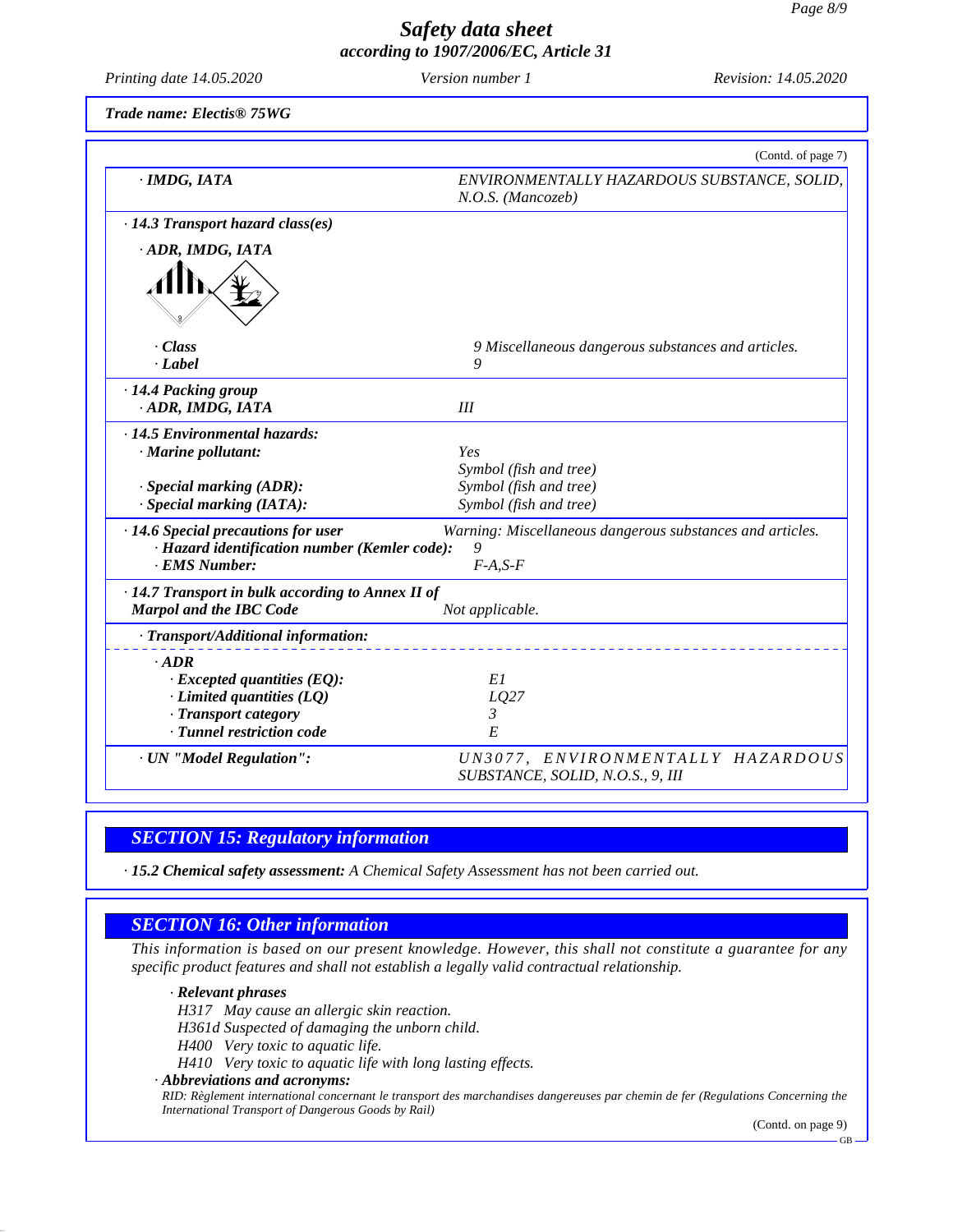Trade name: Electis® 75WG

(Contd. of page 7)

| | |
|---|---|
| · IMDG, IATA | ENVIRONMENTALLY HAZARDOUS SUBSTANCE, SOLID, N.O.S. (Mancozeb) |
| · 14.3 Transport hazard class(es) | |
| · ADR, IMDG, IATA | |
| · Class | 9 Miscellaneous dangerous substances and articles. |
| · Label | 9 |
| · 14.4 Packing group | |
| · ADR, IMDG, IATA | III |
| · 14.5 Environmental hazards: | |
| · Marine pollutant: | Yes<br>Symbol (fish and tree) |
| · Special marking (ADR): | Symbol (fish and tree) |
| · Special marking (IATA): | Symbol (fish and tree) |
| · 14.6 Special precautions for user | Warning: Miscellaneous dangerous substances and articles. |
| · Hazard identification number (Kemler code): | 9 |
| · EMS Number: | F-A,S-F |
| · 14.7 Transport in bulk according to Annex II of Marpol and the IBC Code | Not applicable. |
| · Transport/Additional information: | |
| · ADR | |
| · Excepted quantities (EQ): | E1 |
| · Limited quantities (LQ) | LQ27 |
| · Transport category | 3 |
| · Tunnel restriction code | E |
| · UN "Model Regulation": | UN3077, ENVIRONMENTALLY HAZARDOUS SUBSTANCE, SOLID, N.O.S., 9, III |

## SECTION 15: Regulatory information

· **15.2 Chemical safety assessment:** A Chemical Safety Assessment has not been carried out.

## SECTION 16: Other information

This information is based on our present knowledge. However, this shall not constitute a guarantee for any specific product features and shall not establish a legally valid contractual relationship.

· **Relevant phrases**

H317 May cause an allergic skin reaction.
H361d Suspected of damaging the unborn child.
H400 Very toxic to aquatic life.
H410 Very toxic to aquatic life with long lasting effects.

· **Abbreviations and acronyms:**

RID: Règlement international concernant le transport des marchandises dangereuses par chemin de fer (Regulations Concerning the International Transport of Dangerous Goods by Rail)

(Contd. on page 9)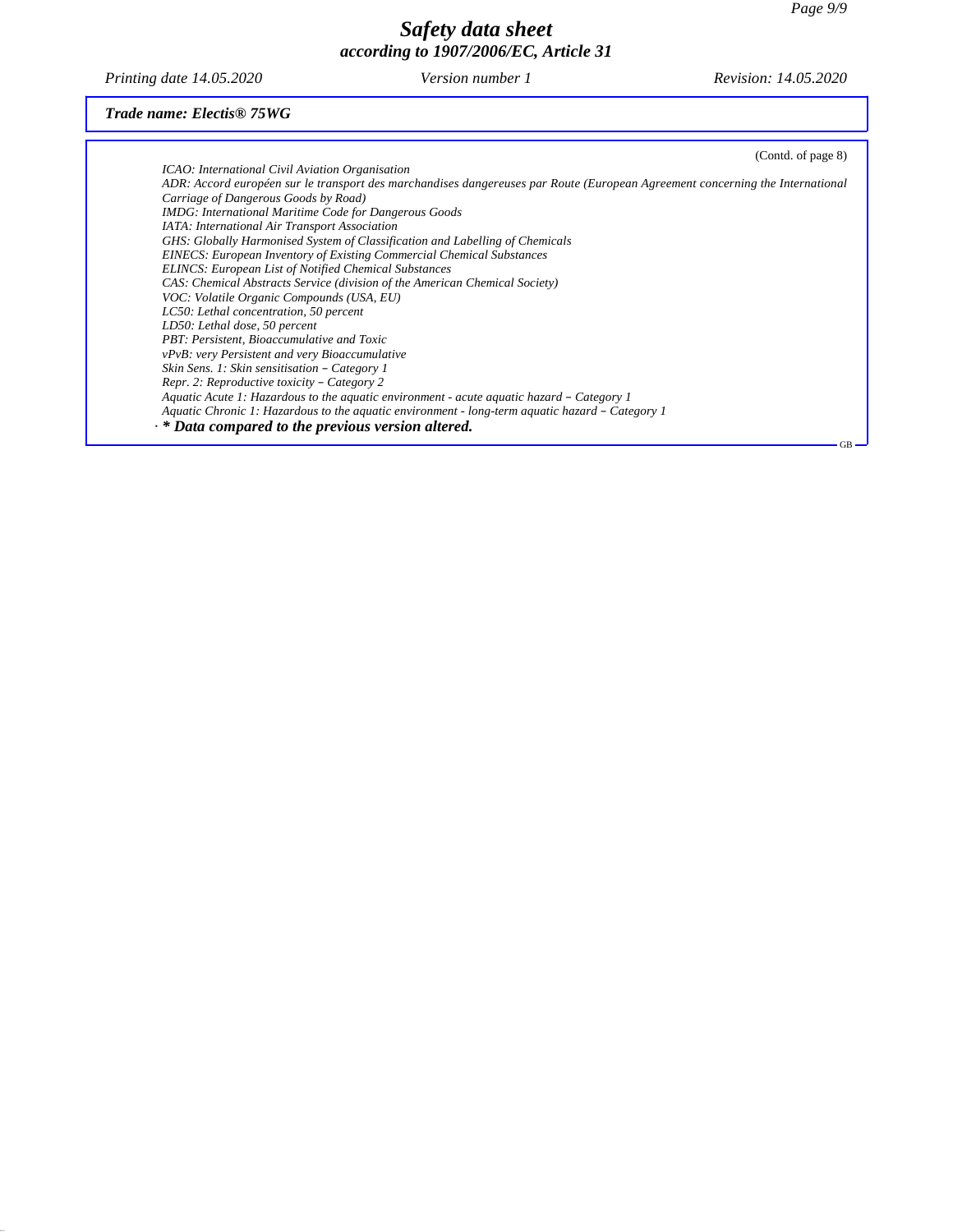(Contd. of page 8)

*ICAO: International Civil Aviation Organisation*
*ADR: Accord européen sur le transport des marchandises dangereuses par Route (European Agreement concerning the International Carriage of Dangerous Goods by Road)*
*IMDG: International Maritime Code for Dangerous Goods*
*IATA: International Air Transport Association*
*GHS: Globally Harmonised System of Classification and Labelling of Chemicals*
*EINECS: European Inventory of Existing Commercial Chemical Substances*
*ELINCS: European List of Notified Chemical Substances*
*CAS: Chemical Abstracts Service (division of the American Chemical Society)*
*VOC: Volatile Organic Compounds (USA, EU)*
*LC50: Lethal concentration, 50 percent*
*LD50: Lethal dose, 50 percent*
*PBT: Persistent, Bioaccumulative and Toxic*
*vPvB: very Persistent and very Bioaccumulative*
*Skin Sens. 1: Skin sensitisation – Category 1*
*Repr. 2: Reproductive toxicity – Category 2*
*Aquatic Acute 1: Hazardous to the aquatic environment - acute aquatic hazard – Category 1*
*Aquatic Chronic 1: Hazardous to the aquatic environment - long-term aquatic hazard – Category 1*

· ***\* Data compared to the previous version altered.***

GB